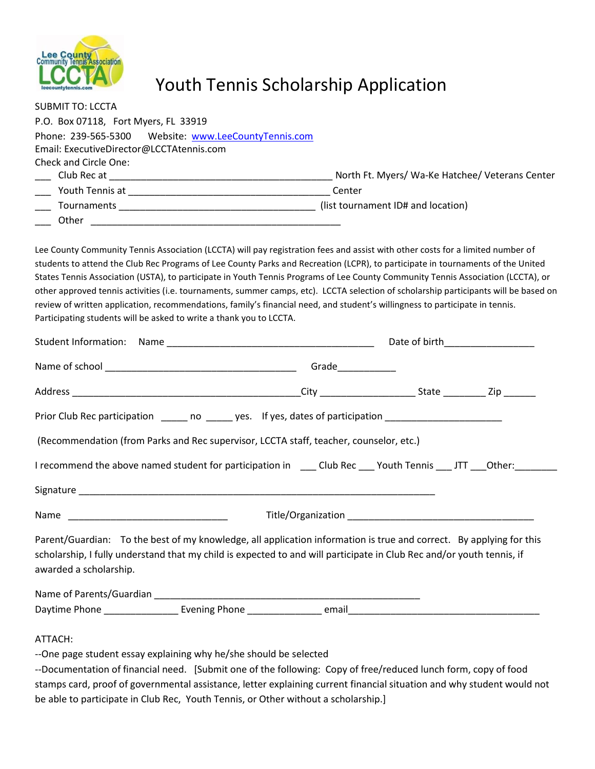# Youth Tennis Scholarship Application

SUBMIT TO: LCCTA
P.O. Box 07118, Fort Myers, FL 33919
Phone: 239-565-5300 Website: www.LeeCountyTennis.com
Email: ExecutiveDirector@LCCTAtennis.com

Check and Circle One:

___ Club Rec at ____________________________________________ North Ft. Myers/ Wa-Ke Hatchee/ Veterans Center
___ Youth Tennis at ________________________________________ Center
___ Tournaments ______________________________________ (list tournament ID# and location)
___ Other __________________________________________________

Lee County Community Tennis Association (LCCTA) will pay registration fees and assist with other costs for a limited number of students to attend the Club Rec Programs of Lee County Parks and Recreation (LCPR), to participate in tournaments of the United States Tennis Association (USTA), to participate in Youth Tennis Programs of Lee County Community Tennis Association (LCCTA), or other approved tennis activities (i.e. tournaments, summer camps, etc). LCCTA selection of scholarship participants will be based on review of written application, recommendations, family's financial need, and student's willingness to participate in tennis. Participating students will be asked to write a thank you to LCCTA.

Student Information: Name __________________________________________ Date of birth_________________

Name of school _____________________________________ Grade___________

Address _____________________________________________City __________________ State ________ Zip ______

Prior Club Rec participation _____ no _____ yes. If yes, dates of participation ______________________

(Recommendation (from Parks and Rec supervisor, LCCTA staff, teacher, counselor, etc.)

I recommend the above named student for participation in ___ Club Rec ___ Youth Tennis ___ JTT ___Other:________

Signature ______________________________________________________________________

Name _______________________________ Title/Organization ____________________________________

Parent/Guardian: To the best of my knowledge, all application information is true and correct. By applying for this scholarship, I fully understand that my child is expected to and will participate in Club Rec and/or youth tennis, if awarded a scholarship.

Name of Parents/Guardian ____________________________________________________
Daytime Phone ______________ Evening Phone ______________ email_____________________________________

ATTACH:
--One page student essay explaining why he/she should be selected
--Documentation of financial need. [Submit one of the following: Copy of free/reduced lunch form, copy of food stamps card, proof of governmental assistance, letter explaining current financial situation and why student would not be able to participate in Club Rec, Youth Tennis, or Other without a scholarship.]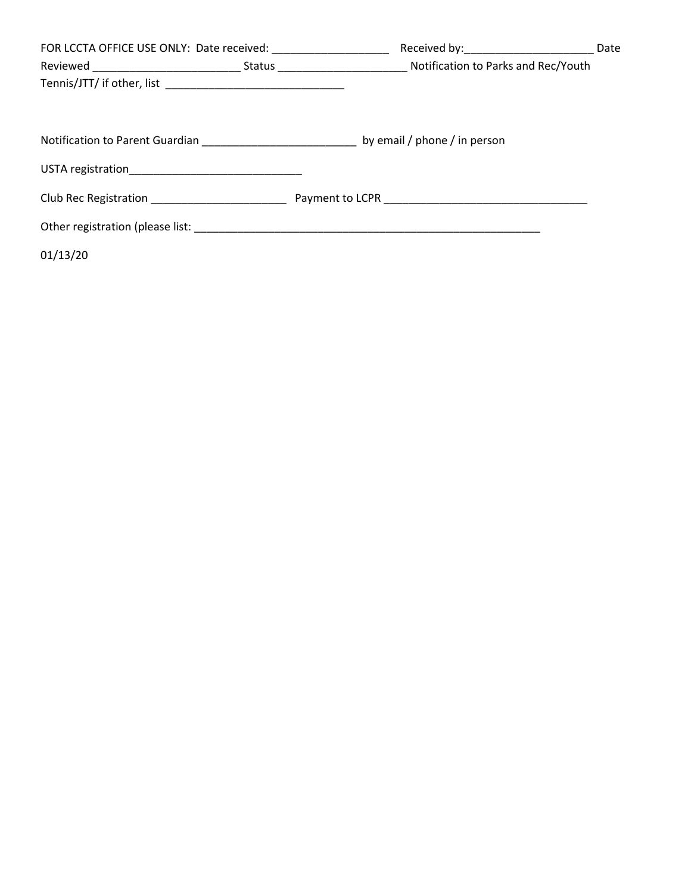FOR LCCTA OFFICE USE ONLY: Date received: ___________________ Received by:_____________________ Date Reviewed ________________________ Status _____________________ Notification to Parks and Rec/Youth Tennis/JTT/ if other, list _____________________________

Notification to Parent Guardian _________________________ by email / phone / in person

USTA registration____________________________

Club Rec Registration ______________________ Payment to LCPR _________________________________

Other registration (please list: _________________________________________________________

01/13/20